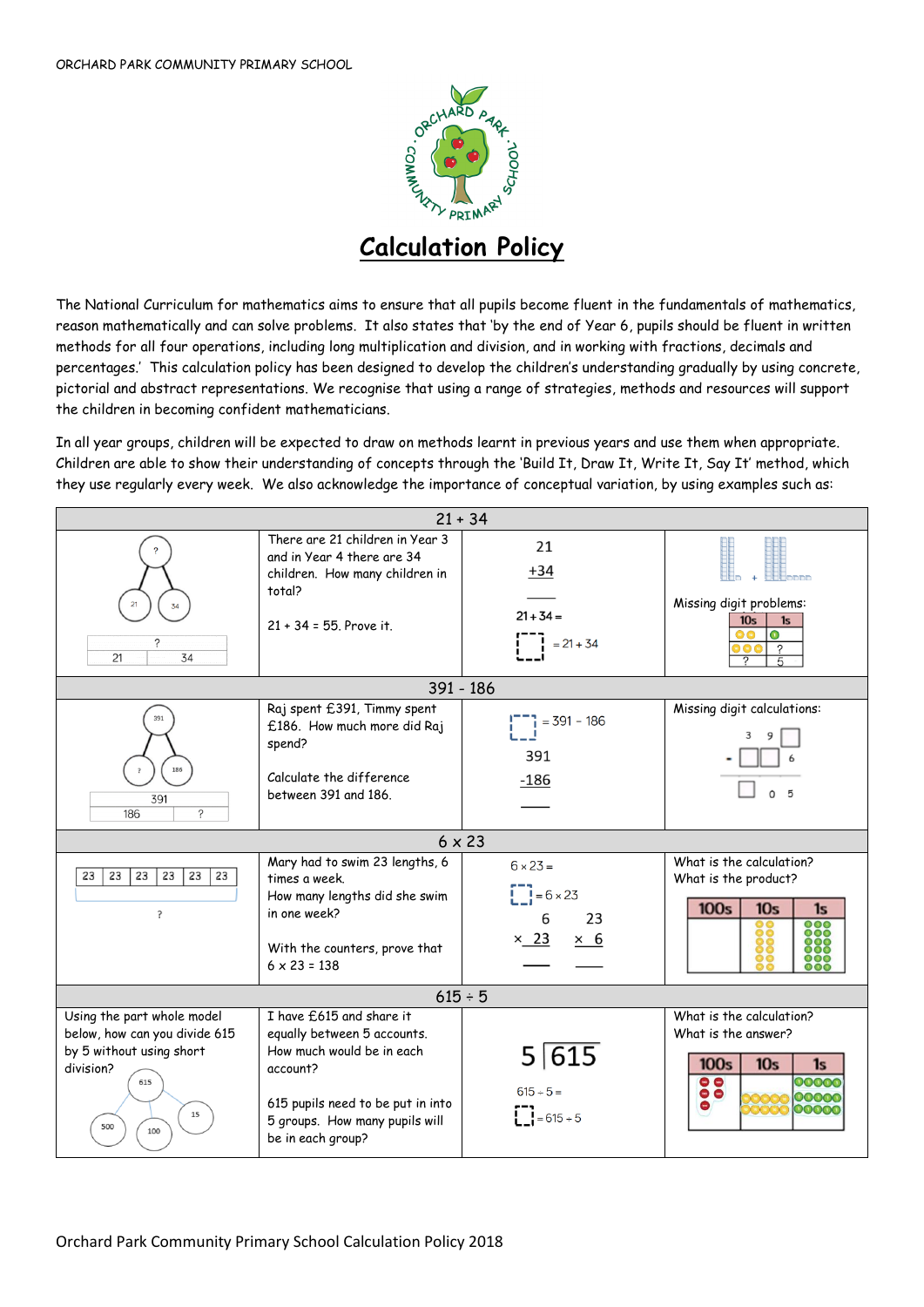ORCHARD PARK COMMUNITY PRIMARY SCHOOL

# Calculation Policy

The National Curriculum for mathematics aims to ensure that all pupils become fluent in the fundamentals of mathematics, reason mathematically and can solve problems. It also states that 'by the end of Year 6, pupils should be fluent in written methods for all four operations, including long multiplication and division, and in working with fractions, decimals and percentages.' This calculation policy has been designed to develop the children's understanding gradually by using concrete, pictorial and abstract representations. We recognise that using a range of strategies, methods and resources will support the children in becoming confident mathematicians.

In all year groups, children will be expected to draw on methods learnt in previous years and use them when appropriate. Children are able to show their understanding of concepts through the 'Build It, Draw It, Write It, Say It' method, which they use regularly every week. We also acknowledge the importance of conceptual variation, by using examples such as:

| 21 + 34 | | | |
|---|---|---|---|
| Part whole model: ? (whole), 21, 34 (parts)<br>Bar model: ? / 21, 34 | There are 21 children in Year 3 and in Year 4 there are 34 children. How many children in total?<br><br>21 + 34 = 55. Prove it. | 21<br>+34<br>___<br>$21 + 34 =$<br>$\square = 21 + 34$ | Missing digit problems:<br>10s / 1s<br>? 5 |
| **391 - 186** | | | |
| Part whole model: 391 (whole), ?, 186 (parts)<br>Bar model: 391 / 186, ? | Raj spent £391, Timmy spent £186. How much more did Raj spend?<br><br>Calculate the difference between 391 and 186. | $\square = 391 - 186$<br>391<br>-186<br>___ | Missing digit calculations:<br>3 9 □<br>- □ □ 6<br>□ 0 5 |
| **6 x 23** | | | |
| Bar model: 23, 23, 23, 23, 23, 23<br>? | Mary had to swim 23 lengths, 6 times a week.<br>How many lengths did she swim in one week?<br><br>With the counters, prove that 6 x 23 = 138 | $6 \times 23 =$<br>$\square = 6 \times 23$<br>6 &nbsp;&nbsp; 23<br>× 23 &nbsp;&nbsp; × 6<br>___ &nbsp;&nbsp; ___ | What is the calculation?<br>What is the product?<br>100s / 10s / 1s |
| **615 ÷ 5** | | | |
| Using the part whole model below, how can you divide 615 by 5 without using short division?<br>615 (whole), 500, 100, 15 (parts) | I have £615 and share it equally between 5 accounts. How much would be in each account?<br><br>615 pupils need to be put into 5 groups. How many pupils will be in each group? | 5 ⟌615<br>$615 \div 5 =$<br>$\square = 615 \div 5$ | What is the calculation?<br>What is the answer?<br>100s / 10s / 1s |

Orchard Park Community Primary School Calculation Policy 2018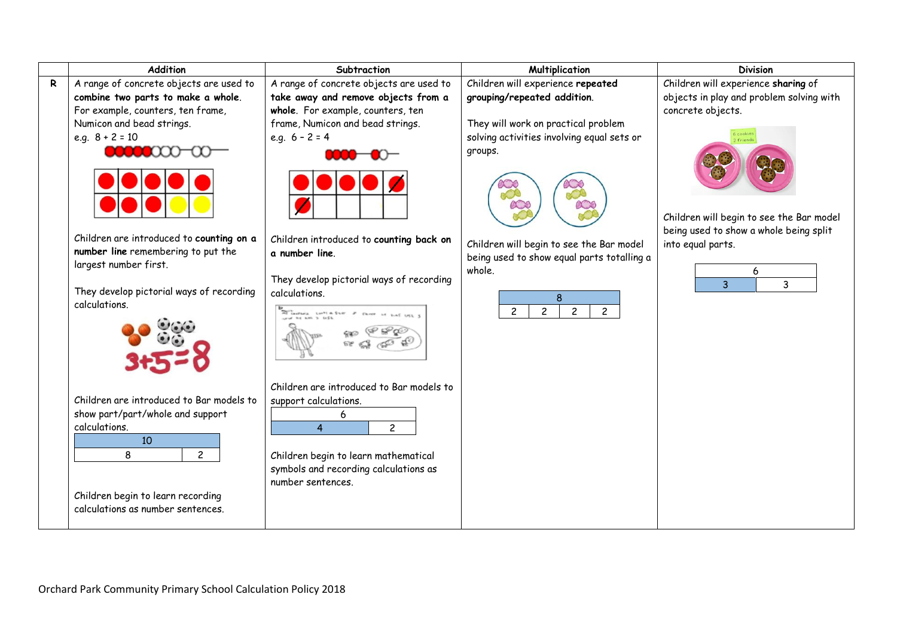|   | Addition | Subtraction | Multiplication | Division |
|---|---|---|---|---|
| R | A range of concrete objects are used to **combine two parts to make a whole**. For example, counters, ten frame, Numicon and bead strings.<br>e.g. 8 + 2 = 10<br><br>Children are introduced to **counting on a number line** remembering to put the largest number first.<br><br>They develop pictorial ways of recording calculations.<br><br>3+5=8<br><br>Children are introduced to Bar models to show part/part/whole and support calculations.<br>[10 \| 8 \| 2]<br><br>Children begin to learn recording calculations as number sentences. | A range of concrete objects are used to **take away and remove objects from a whole**. For example, counters, ten frame, Numicon and bead strings.<br>e.g. 6 – 2 = 4<br><br>Children introduced to **counting back on a number line**.<br><br>They develop pictorial ways of recording calculations.<br><br>Children are introduced to Bar models to support calculations.<br>[6 \| 4 \| 2]<br><br>Children begin to learn mathematical symbols and recording calculations as number sentences. | Children will experience **repeated grouping/repeated addition**.<br><br>They will work on practical problem solving activities involving equal sets or groups.<br><br>Children will begin to see the Bar model being used to show equal parts totalling a whole.<br>[8 \| 2 \| 2 \| 2 \| 2] | Children will experience **sharing** of objects in play and problem solving with concrete objects.<br><br>6 cookies 2 friends<br><br>Children will begin to see the Bar model being used to show a whole being split into equal parts.<br>[6 \| 3 \| 3] |

Orchard Park Community Primary School Calculation Policy 2018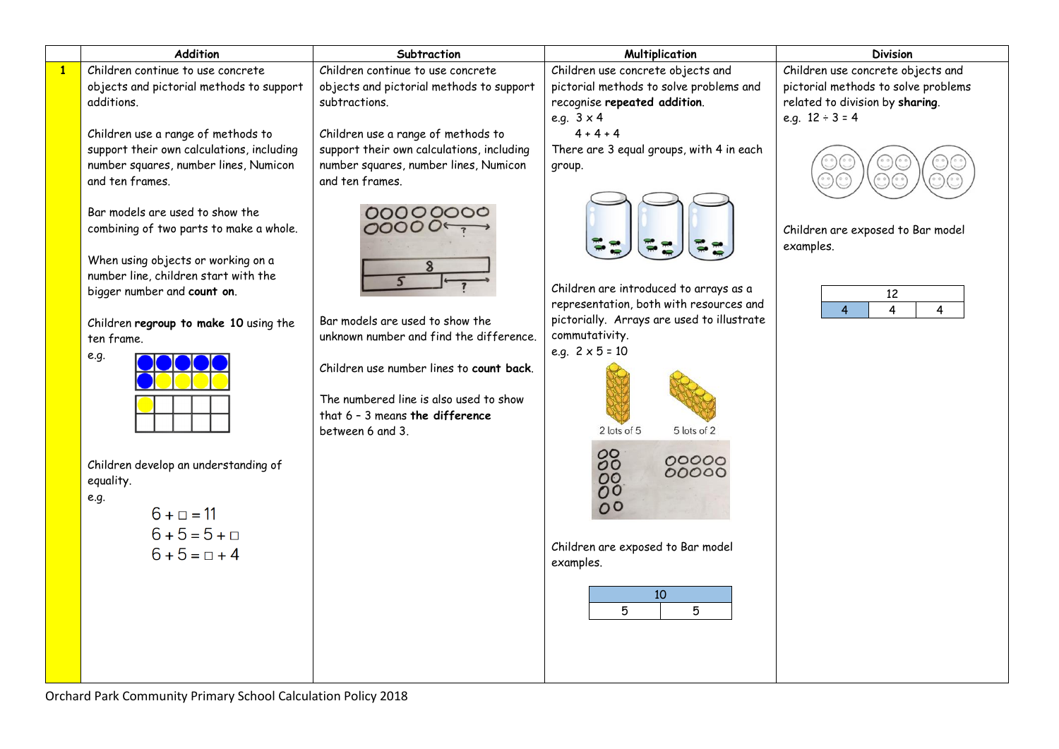|   | Addition | Subtraction | Multiplication | Division |
|---|---|---|---|---|
| **1** | Children continue to use concrete objects and pictorial methods to support additions.<br><br>Children use a range of methods to support their own calculations, including number squares, number lines, Numicon and ten frames.<br><br>Bar models are used to show the combining of two parts to make a whole.<br><br>When using objects or working on a number line, children start with the bigger number and **count on**.<br><br>Children **regroup to make 10** using the ten frame.<br>e.g.<br><br>Children develop an understanding of equality.<br>e.g.<br>$6 + \square = 11$<br>$6 + 5 = 5 + \square$<br>$6 + 5 = \square + 4$ | Children continue to use concrete objects and pictorial methods to support subtractions.<br><br>Children use a range of methods to support their own calculations, including number squares, number lines, Numicon and ten frames.<br><br>Bar models are used to show the unknown number and find the difference.<br><br>Children use number lines to **count back**.<br><br>The numbered line is also used to show that 6 – 3 means **the difference** between 6 and 3. | Children use concrete objects and pictorial methods to solve problems and recognise **repeated addition**.<br>e.g. 3 x 4<br>4 + 4 + 4<br>There are 3 equal groups, with 4 in each group.<br><br>Children are introduced to arrays as a representation, both with resources and pictorially. Arrays are used to illustrate commutativity.<br>e.g. 2 x 5 = 10<br>2 lots of 5 5 lots of 2<br><br>Children are exposed to Bar model examples.<br><br>10<br>5 \| 5 | Children use concrete objects and pictorial methods to solve problems related to division by **sharing**.<br>e.g. 12 ÷ 3 = 4<br><br>Children are exposed to Bar model examples.<br><br>12<br>4 \| 4 \| 4 |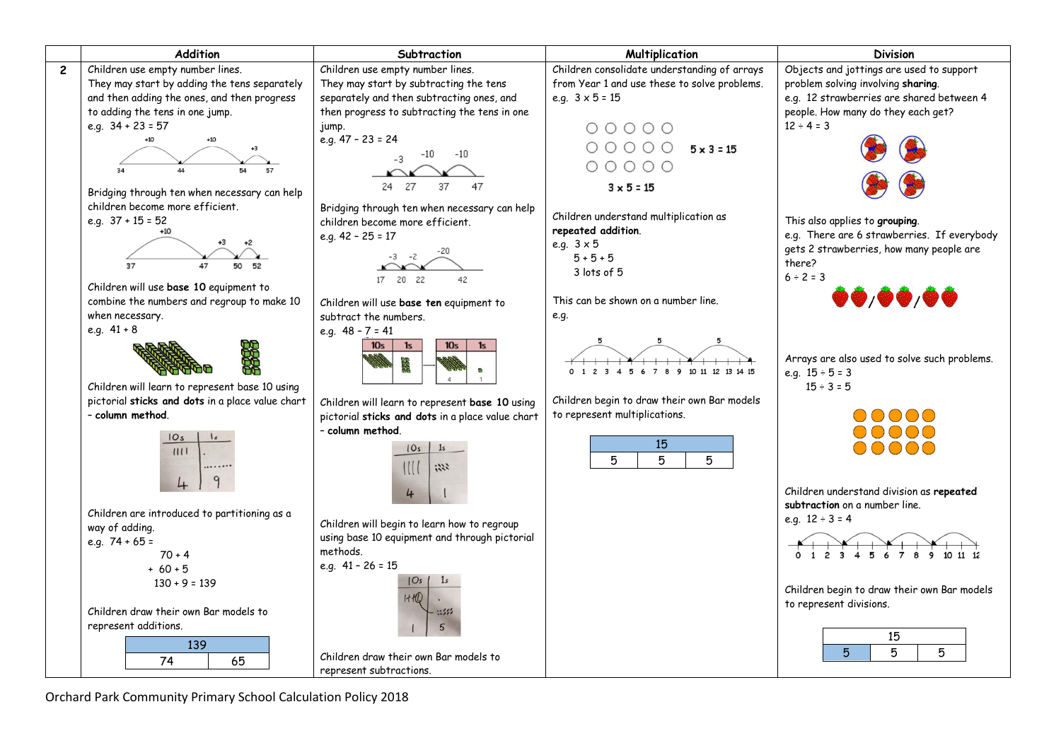|   | Addition | Subtraction | Multiplication | Division |
|---|---|---|---|---|
| 2 | Children use empty number lines.<br>They may start by adding the tens separately and then adding the ones, and then progress to adding the tens in one jump.<br>e.g. 34 + 23 = 57<br>+10 +10 +3<br>34 44 54 57<br><br>Bridging through ten when necessary can help children become more efficient.<br>e.g. 37 + 15 = 52<br>+10 +3 +2<br>37 47 50 52<br><br>Children will use **base 10** equipment to combine the numbers and regroup to make 10 when necessary.<br>e.g. 41 + 8<br><br>Children will learn to represent base 10 using pictorial **sticks and dots** in a place value chart – **column method**.<br>10s 1s<br>4 9<br><br>Children are introduced to partitioning as a way of adding.<br>e.g. 74 + 65 =<br>70 + 4<br>+ 60 + 5<br>130 + 9 = 139<br><br>Children draw their own Bar models to represent additions.<br>139<br>74 \| 65 | Children use empty number lines.<br>They may start by subtracting the tens separately and then subtracting ones, and then progress to subtracting the tens in one jump.<br>e.g. 47 – 23 = 24<br>-3 -10 -10<br>24 27 37 47<br><br>Bridging through ten when necessary can help children become more efficient.<br>e.g. 42 – 25 = 17<br>-3 -2 -20<br>17 20 22 42<br><br>Children will use **base ten** equipment to subtract the numbers.<br>e.g. 48 – 7 = 41<br>10s 1s – 10s 1s<br>4 1<br><br>Children will learn to represent **base 10** using pictorial **sticks and dots** in a place value chart – **column method**.<br>10s 1s<br>4 1<br><br>Children will begin to learn how to regroup using base 10 equipment and through pictorial methods.<br>e.g. 41 – 26 = 15<br>10s 1s<br>1 5<br><br>Children draw their own Bar models to represent subtractions. | Children consolidate understanding of arrays from Year 1 and use these to solve problems.<br>e.g. 3 x 5 = 15<br>5 x 3 = 15<br>3 x 5 = 15<br><br>Children understand multiplication as **repeated addition**.<br>e.g. 3 x 5<br>5 + 5 + 5<br>3 lots of 5<br><br>This can be shown on a number line.<br>e.g.<br>5 5 5<br>0 1 2 3 4 5 6 7 8 9 10 11 12 13 14 15<br><br>Children begin to draw their own Bar models to represent multiplications.<br>15<br>5 \| 5 \| 5 | Objects and jottings are used to support problem solving involving **sharing**.<br>e.g. 12 strawberries are shared between 4 people. How many do they each get?<br>12 ÷ 4 = 3<br><br>This also applies to **grouping**.<br>e.g. There are 6 strawberries. If everybody gets 2 strawberries, how many people are there?<br>6 ÷ 2 = 3<br><br>Arrays are also used to solve such problems.<br>e.g. 15 ÷ 5 = 3<br>15 ÷ 3 = 5<br><br>Children understand division as **repeated subtraction** on a number line.<br>e.g. 12 ÷ 3 = 4<br>0 1 2 3 4 5 6 7 8 9 10 11 12<br><br>Children begin to draw their own Bar models to represent divisions.<br>15<br>5 \| 5 \| 5 |

Orchard Park Community Primary School Calculation Policy 2018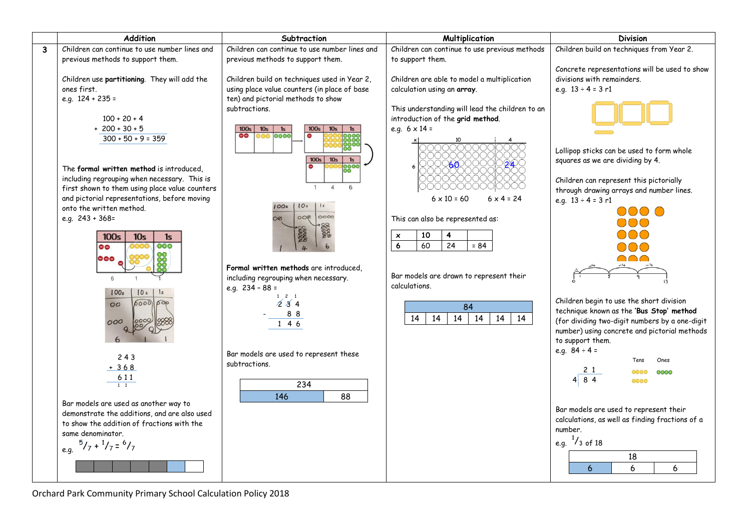| | Addition | Subtraction | Multiplication | Division |
|---|---|---|---|---|
| 3 | Children can continue to use number lines and previous methods to support them.<br><br>Children use **partitioning**. They will add the ones first.<br>e.g. 124 + 235 =<br><br>100 + 20 + 4<br>+ 200 + 30 + 5<br>300 + 50 + 9 = 359<br><br>The **formal written method** is introduced, including regrouping when necessary. This is first shown to them using place value counters and pictorial representations, before moving onto the written method.<br>e.g. 243 + 368=<br><br>100s 10s 1s<br>6 1 1<br><br>2 4 3<br>+ 3 6 8<br>6 1 1<br>1 1<br><br>Bar models are used as another way to demonstrate the additions, and are also used to show the addition of fractions with the same denominator.<br>e.g. $^{5}/_{7} + ^{1}/_{7} = ^{6}/_{7}$ | Children can continue to use number lines and previous methods to support them.<br><br>Children build on techniques used in Year 2, using place value counters (in place of base ten) and pictorial methods to show subtractions.<br><br>100s 10s 1s<br>1 4 6<br><br>**Formal written methods** are introduced, including regrouping when necessary.<br>e.g. 234 – 88 =<br><br>1 2 1<br>2 3 4<br>- 8 8<br>1 4 6<br><br>Bar models are used to represent these subtractions.<br><br>234<br>146 \| 88 | Children can continue to use previous methods to support them.<br><br>Children are able to model a multiplication calculation using an **array**.<br><br>This understanding will lead the children to an introduction of the **grid method**.<br>e.g. 6 x 14 =<br><br>x 10 4<br>6 60 24<br>6 x 10 = 60 6 x 4 = 24<br><br>This can also be represented as:<br><br>x \| 10 \| 4 \|<br>6 \| 60 \| 24 \| = 84<br><br>Bar models are drawn to represent their calculations.<br><br>84<br>14 \| 14 \| 14 \| 14 \| 14 \| 14 | Children build on techniques from Year 2.<br><br>Concrete representations will be used to show divisions with remainders.<br>e.g. 13 ÷ 4 = 3 r1<br><br>Lollipop sticks can be used to form whole squares as we are dividing by 4.<br><br>Children can represent this pictorially through drawing arrays and number lines.<br>e.g. 13 ÷ 4 = 3 r1<br><br>-1 -4 -4 -4<br>0 1 5 9 13<br><br>Children begin to use the short division technique known as the '**Bus Stop**' method (for dividing two-digit numbers by a one-digit number) using concrete and pictorial methods to support them.<br>e.g. 84 ÷ 4 =<br><br>2 1<br>4 \| 8 4<br>Tens Ones<br><br>Bar models are used to represent their calculations, as well as finding fractions of a number.<br>e.g. $^{1}/_{3}$ of 18<br><br>18<br>6 \| 6 \| 6 |

Orchard Park Community Primary School Calculation Policy 2018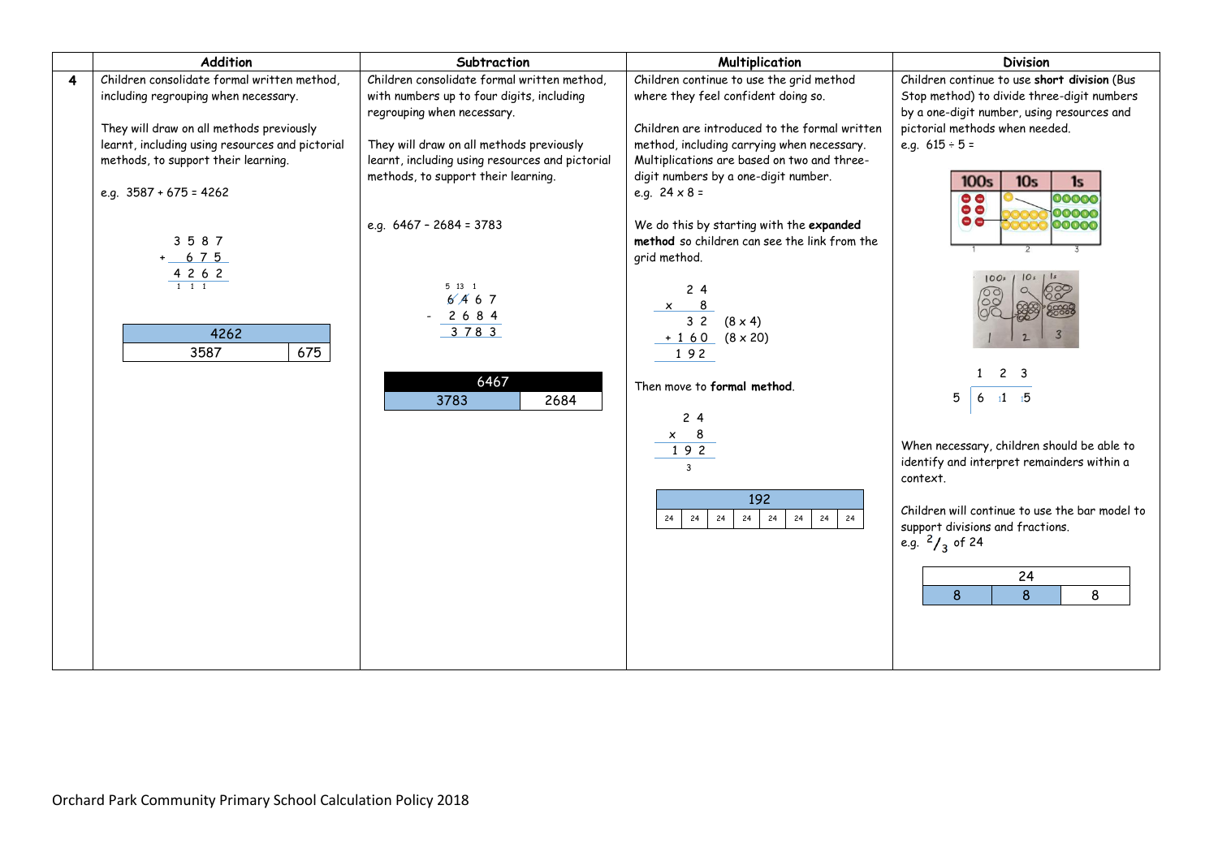| | Addition | Subtraction | Multiplication | Division |
|---|---|---|---|---|
| **4** | Children consolidate formal written method, including regrouping when necessary.<br><br>They will draw on all methods previously learnt, including using resources and pictorial methods, to support their learning.<br><br>e.g. 3587 + 675 = 4262<br><br>  3 5 8 7<br>+   6 7 5<br>  4 2 6 2<br>  1 1 1<br><br>Bar model: 4262 = 3587 + 675 | Children consolidate formal written method, with numbers up to four digits, including regrouping when necessary.<br><br>They will draw on all methods previously learnt, including using resources and pictorial methods, to support their learning.<br><br>e.g. 6467 – 2684 = 3783<br><br>  5 13 1<br>  6̸ 4̸ 6 7<br>- 2 6 8 4<br>  3 7 8 3<br><br>Bar model: 6467 = 3783 + 2684 | Children continue to use the grid method where they feel confident doing so.<br><br>Children are introduced to the formal written method, including carrying when necessary. Multiplications are based on two and three-digit numbers by a one-digit number.<br>e.g. 24 x 8 =<br><br>We do this by starting with the **expanded method** so children can see the link from the grid method.<br><br>  2 4<br>x   8<br>  3 2 (8 x 4)<br>+ 1 6 0 (8 x 20)<br>  1 9 2<br><br>Then move to **formal method**.<br><br>  2 4<br>x   8<br>1 9 2<br>  3<br><br>Bar model: 192 = 24 24 24 24 24 24 24 24 | Children continue to use **short division** (Bus Stop method) to divide three-digit numbers by a one-digit number, using resources and pictorial methods when needed.<br>e.g. 615 ÷ 5 =<br><br>100s / 10s / 1s<br><br>  1 2 3<br>5 ⟌ 6 ¹1 ¹5<br><br>When necessary, children should be able to identify and interpret remainders within a context.<br><br>Children will continue to use the bar model to support divisions and fractions.<br>e.g. $^2/_3$ of 24<br><br>Bar model: 24 = 8 8 8 |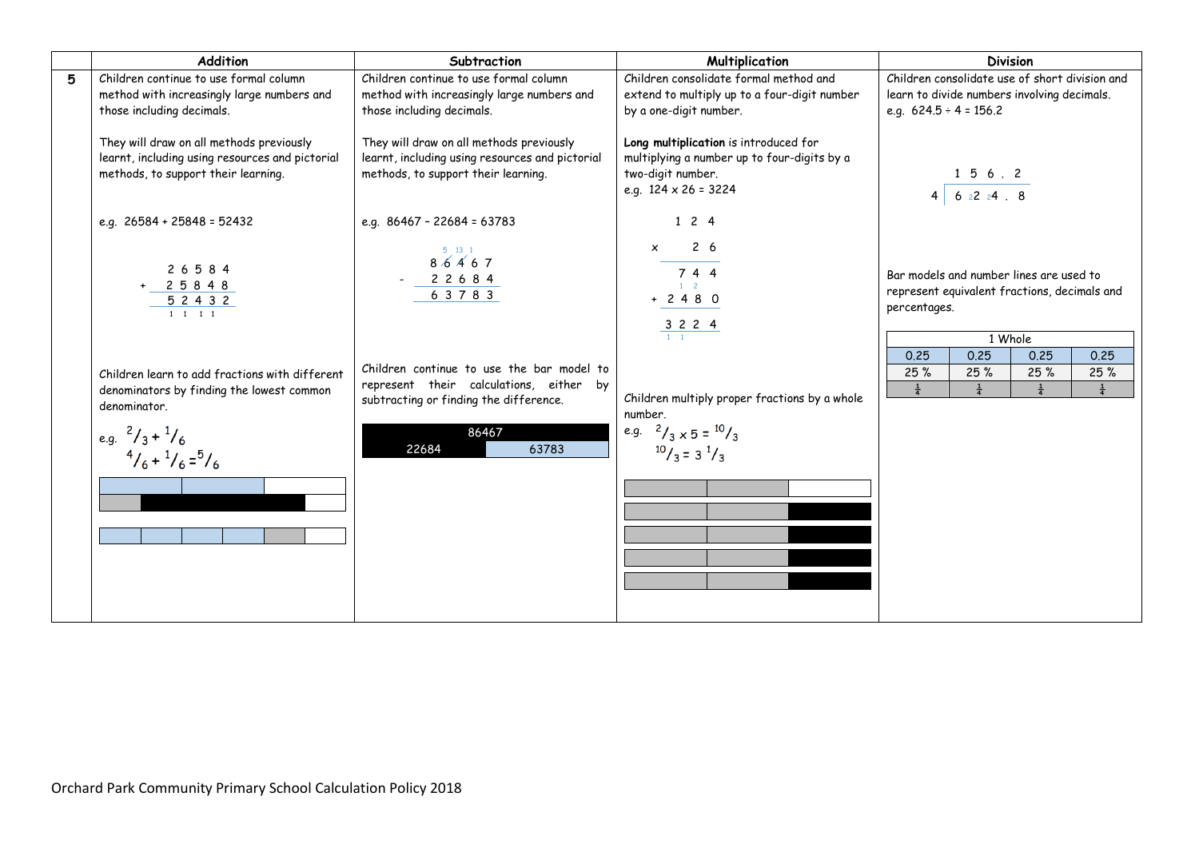| | Addition | Subtraction | Multiplication | Division |
|---|---|---|---|---|
| 5 | Children continue to use formal column method with increasingly large numbers and those including decimals.<br><br>They will draw on all methods previously learnt, including using resources and pictorial methods, to support their learning.<br><br>e.g. 26584 + 25848 = 52432<br><br>$\begin{array}{r} 26584 \\ +\ 25848 \\ \hline 52432 \end{array}$<br>(carried: 1 1 1 1)<br><br>Children learn to add fractions with different denominators by finding the lowest common denominator.<br><br>e.g. $^2/_3 + ^1/_6$<br>$^4/_6 + ^1/_6 = ^5/_6$ | Children continue to use formal column method with increasingly large numbers and those including decimals.<br><br>They will draw on all methods previously learnt, including using resources and pictorial methods, to support their learning.<br><br>e.g. 86467 – 22684 = 63783<br><br>$\begin{array}{r} 86467 \\ -\ 22684 \\ \hline 63783 \end{array}$<br>(exchanges: 5 13 1)<br><br>Children continue to use the bar model to represent their calculations, either by subtracting or finding the difference.<br><br>86467<br>22684 \| 63783 | Children consolidate formal method and extend to multiply up to a four-digit number by a one-digit number.<br><br>**Long multiplication** is introduced for multiplying a number up to four-digits by a two-digit number.<br>e.g. 124 x 26 = 3224<br><br>$\begin{array}{r} 124 \\ \times\ \ 26 \\ \hline 744 \\ +\ 2480 \\ \hline 3224 \end{array}$<br><br>Children multiply proper fractions by a whole number.<br>e.g. $^2/_3 \times 5 = ^{10}/_3$<br>$^{10}/_3 = 3\ ^1/_3$ | Children consolidate use of short division and learn to divide numbers involving decimals.<br>e.g. 624.5 ÷ 4 = 156.2<br><br>$\begin{array}{r} 156.2 \\ 4 \overline{)\ 6\ {}_22\ {}_24\ .\ 8} \end{array}$<br><br>Bar models and number lines are used to represent equivalent fractions, decimals and percentages.<br><br>1 Whole<br>0.25 \| 0.25 \| 0.25 \| 0.25<br>25 % \| 25 % \| 25 % \| 25 %<br>$\frac{1}{4}$ \| $\frac{1}{4}$ \| $\frac{1}{4}$ \| $\frac{1}{4}$ |

Orchard Park Community Primary School Calculation Policy 2018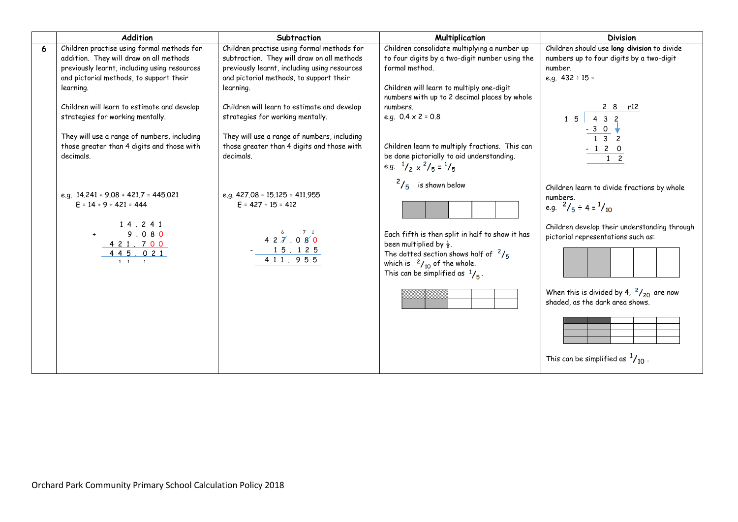| | Addition | Subtraction | Multiplication | Division |
|---|---|---|---|---|
| 6 | Children practise using formal methods for addition. They will draw on all methods previously learnt, including using resources and pictorial methods, to support their learning.<br><br>Children will learn to estimate and develop strategies for working mentally.<br><br>They will use a range of numbers, including those greater than 4 digits and those with decimals.<br><br>e.g. 14.241 + 9.08 + 421.7 = 445.021<br>E = 14 + 9 + 421 = 444<br><br>&nbsp;&nbsp;14.241<br>+ &nbsp;&nbsp;9.080<br>&nbsp;421.700<br>&nbsp;445.021<br>&nbsp;&nbsp;1 1 &nbsp;1 | Children practise using formal methods for subtraction. They will draw on all methods previously learnt, including using resources and pictorial methods, to support their learning.<br><br>Children will learn to estimate and develop strategies for working mentally.<br><br>They will use a range of numbers, including those greater than 4 digits and those with decimals.<br><br>e.g. 427.08 – 15.125 = 411.955<br>E = 427 – 15 = 412<br><br>&nbsp;&nbsp;6 &nbsp;&nbsp;7 1<br>&nbsp;427.080<br>- &nbsp;15.125<br>&nbsp;411.955 | Children consolidate multiplying a number up to four digits by a two-digit number using the formal method.<br><br>Children will learn to multiply one-digit numbers with up to 2 decimal places by whole numbers.<br>e.g. 0.4 x 2 = 0.8<br><br>Children learn to multiply fractions. This can be done pictorially to aid understanding.<br>e.g. $^1/_2 \times {}^2/_5 = {}^1/_5$<br><br>$^2/_5$ is shown below<br><br>Each fifth is then split in half to show it has been multiplied by ½.<br>The dotted section shows half of $^2/_5$ which is $^2/_{10}$ of the whole.<br>This can be simplified as $^1/_5$. | Children should use **long** division to divide numbers up to four digits by a two-digit number.<br>e.g. 432 ÷ 15 =<br><br>&nbsp;&nbsp;&nbsp;&nbsp;&nbsp;2 8 r12<br>15 \| 4 3 2<br>&nbsp;&nbsp;- 3 0<br>&nbsp;&nbsp;&nbsp;&nbsp;1 3 2<br>&nbsp;&nbsp;- 1 2 0<br>&nbsp;&nbsp;&nbsp;&nbsp;&nbsp;&nbsp;1 2<br><br>Children learn to divide fractions by whole numbers.<br>e.g. $^2/_5 \div 4 = {}^1/_{10}$<br><br>Children develop their understanding through pictorial representations such as:<br><br>When this is divided by 4, $^2/_{20}$ are now shaded, as the dark area shows.<br><br>This can be simplified as $^1/_{10}$. |

Orchard Park Community Primary School Calculation Policy 2018